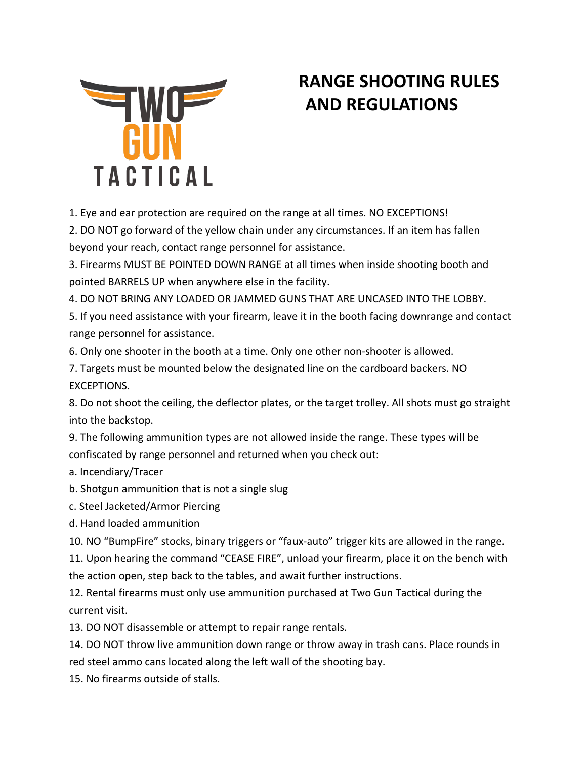TWO GUN TACTICAL

# RANGE SHOOTING RULES AND REGULATIONS

1. Eye and ear protection are required on the range at all times. NO EXCEPTIONS!
2. DO NOT go forward of the yellow chain under any circumstances. If an item has fallen beyond your reach, contact range personnel for assistance.
3. Firearms MUST BE POINTED DOWN RANGE at all times when inside shooting booth and pointed BARRELS UP when anywhere else in the facility.
4. DO NOT BRING ANY LOADED OR JAMMED GUNS THAT ARE UNCASED INTO THE LOBBY.
5. If you need assistance with your firearm, leave it in the booth facing downrange and contact range personnel for assistance.
6. Only one shooter in the booth at a time. Only one other non-shooter is allowed.
7. Targets must be mounted below the designated line on the cardboard backers. NO EXCEPTIONS.
8. Do not shoot the ceiling, the deflector plates, or the target trolley. All shots must go straight into the backstop.
9. The following ammunition types are not allowed inside the range. These types will be confiscated by range personnel and returned when you check out:
   a. Incendiary/Tracer
   b. Shotgun ammunition that is not a single slug
   c. Steel Jacketed/Armor Piercing
   d. Hand loaded ammunition
10. NO "BumpFire" stocks, binary triggers or "faux-auto" trigger kits are allowed in the range.
11. Upon hearing the command "CEASE FIRE", unload your firearm, place it on the bench with the action open, step back to the tables, and await further instructions.
12. Rental firearms must only use ammunition purchased at Two Gun Tactical during the current visit.
13. DO NOT disassemble or attempt to repair range rentals.
14. DO NOT throw live ammunition down range or throw away in trash cans. Place rounds in red steel ammo cans located along the left wall of the shooting bay.
15. No firearms outside of stalls.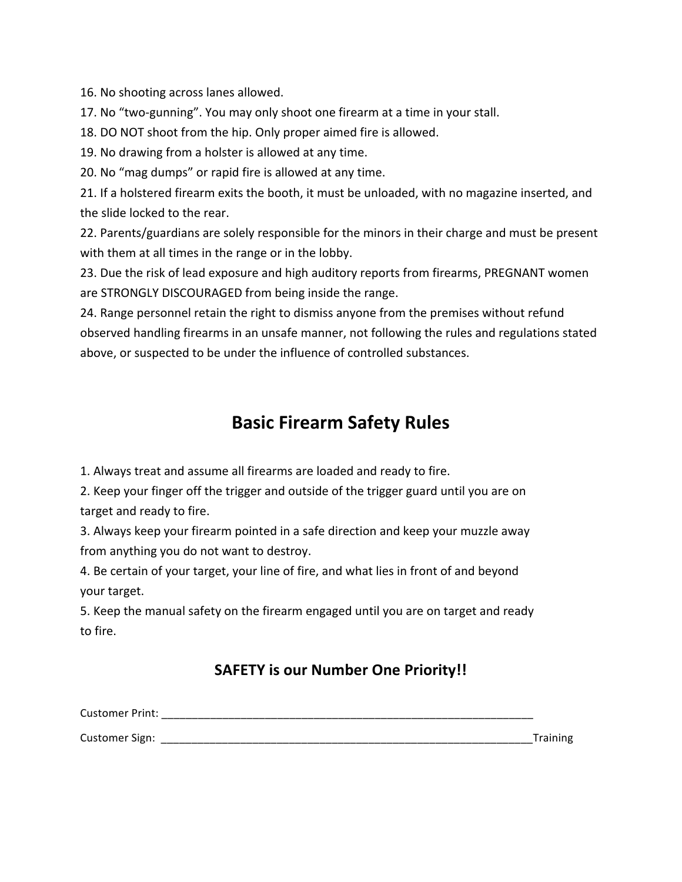16. No shooting across lanes allowed.
17. No "two-gunning". You may only shoot one firearm at a time in your stall.
18. DO NOT shoot from the hip. Only proper aimed fire is allowed.
19. No drawing from a holster is allowed at any time.
20. No "mag dumps" or rapid fire is allowed at any time.
21. If a holstered firearm exits the booth, it must be unloaded, with no magazine inserted, and the slide locked to the rear.
22. Parents/guardians are solely responsible for the minors in their charge and must be present with them at all times in the range or in the lobby.
23. Due the risk of lead exposure and high auditory reports from firearms, PREGNANT women are STRONGLY DISCOURAGED from being inside the range.
24. Range personnel retain the right to dismiss anyone from the premises without refund observed handling firearms in an unsafe manner, not following the rules and regulations stated above, or suspected to be under the influence of controlled substances.

# Basic Firearm Safety Rules

1. Always treat and assume all firearms are loaded and ready to fire.
2. Keep your finger off the trigger and outside of the trigger guard until you are on target and ready to fire.
3. Always keep your firearm pointed in a safe direction and keep your muzzle away from anything you do not want to destroy.
4. Be certain of your target, your line of fire, and what lies in front of and beyond your target.
5. Keep the manual safety on the firearm engaged until you are on target and ready to fire.

## SAFETY is our Number One Priority!!

Customer Print: ________________________________________________________________

Customer Sign: ________________________________________________________________Training